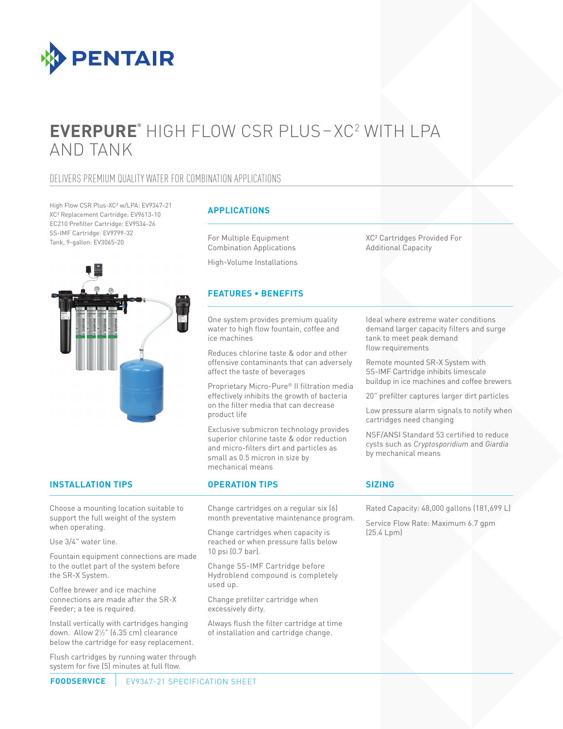# EVERPURE® HIGH FLOW CSR PLUS – XC² WITH LPA AND TANK

## DELIVERS PREMIUM QUALITY WATER FOR COMBINATION APPLICATIONS

High Flow CSR Plus-XC² w/LPA: EV9347-21
XC² Replacement Cartridge: EV9613-10
EC210 Prefilter Cartridge: EV9534-26
SS-IMF Cartridge: EV9799-32
Tank, 9-gallon: EV3065-20

### APPLICATIONS

For Multiple Equipment Combination Applications

High-Volume Installations

XC² Cartridges Provided For Additional Capacity

### FEATURES • BENEFITS

One system provides premium quality water to high flow fountain, coffee and ice machines

Reduces chlorine taste & odor and other offensive contaminants that can adversely affect the taste of beverages

Proprietary Micro-Pure® II filtration media effectively inhibits the growth of bacteria on the filter media that can decrease product life

Exclusive submicron technology provides superior chlorine taste & odor reduction and micro-filters dirt and particles as small as 0.5 micron in size by mechanical means

Ideal where extreme water conditions demand larger capacity filters and surge tank to meet peak demand flow requirements

Remote mounted SR-X System with SS-IMF Cartridge inhibits limescale buildup in ice machines and coffee brewers

20" prefilter captures larger dirt particles

Low pressure alarm signals to notify when cartridges need changing

NSF/ANSI Standard 53 certified to reduce cysts such as *Cryptosporidium* and *Giardia* by mechanical means

### INSTALLATION TIPS

Choose a mounting location suitable to support the full weight of the system when operating.

Use 3/4" water line.

Fountain equipment connections are made to the outlet part of the system before the SR-X System.

Coffee brewer and ice machine connections are made after the SR-X Feeder; a tee is required.

Install vertically with cartridges hanging down. Allow 2½" (6.35 cm) clearance below the cartridge for easy replacement.

Flush cartridges by running water through system for five (5) minutes at full flow.

### OPERATION TIPS

Change cartridges on a regular six (6) month preventative maintenance program.

Change cartridges when capacity is reached or when pressure falls below 10 psi (0.7 bar).

Change SS-IMF Cartridge before Hydroblend compound is completely used up.

Change prefilter cartridge when excessively dirty.

Always flush the filter cartridge at time of installation and cartridge change.

### SIZING

Rated Capacity: 48,000 gallons (181,699 L)

Service Flow Rate: Maximum 6.7 gpm (25.4 Lpm)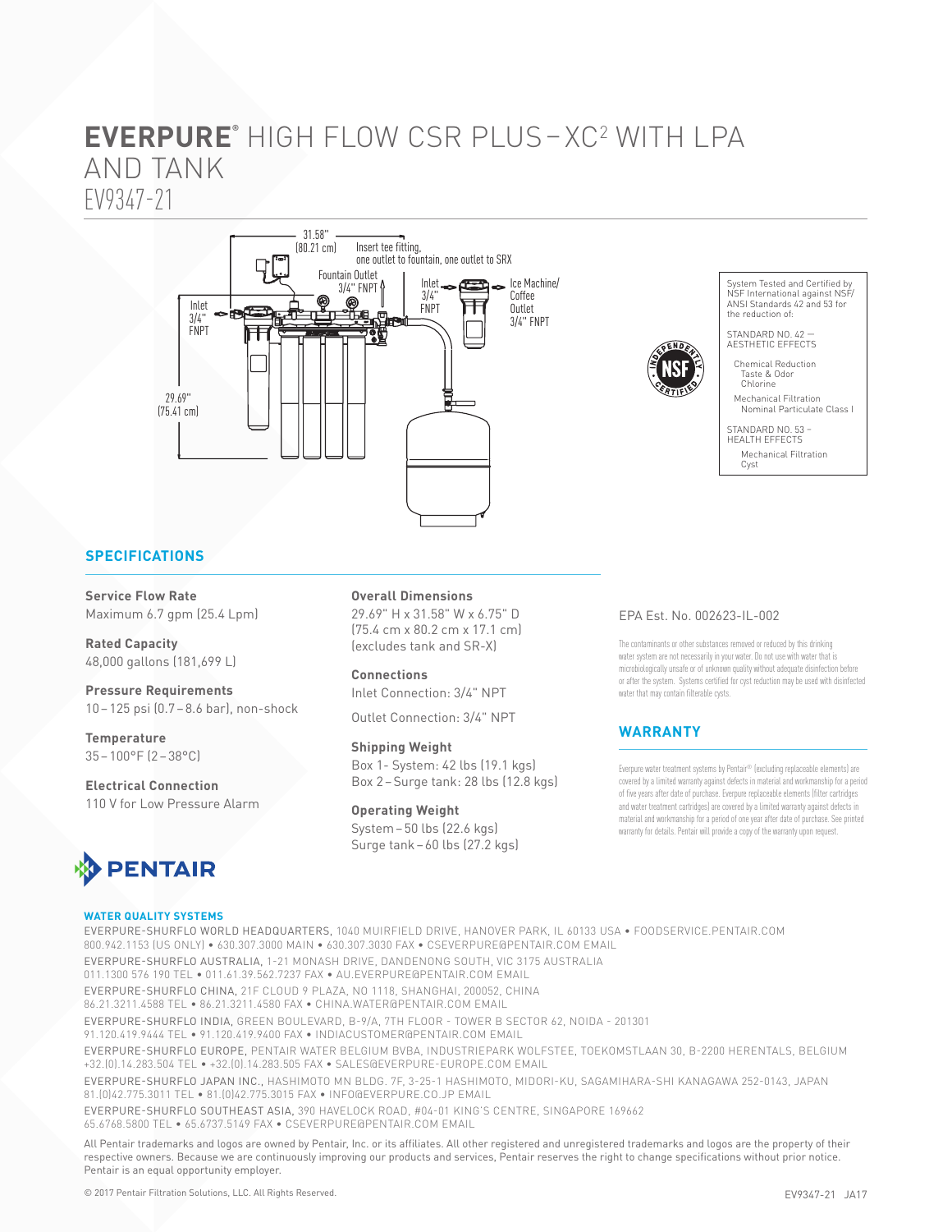# **EVERPURE**® HIGH FLOW CSR PLUS – XC² WITH LPA AND TANK

EV9347-21

31.58"
(80.21 cm)
Insert tee fitting,
one outlet to fountain, one outlet to SRX
Fountain Outlet
3/4" FNPT
Inlet
3/4"
FNPT
Ice Machine/
Coffee
Outlet
3/4" FNPT
Inlet
3/4"
FNPT
29.69"
(75.41 cm)

System Tested and Certified by NSF International against NSF/ANSI Standards 42 and 53 for the reduction of:

STANDARD NO. 42 — AESTHETIC EFFECTS

- Chemical Reduction
  - Taste & Odor
  - Chlorine
- Mechanical Filtration
  - Nominal Particulate Class I

STANDARD NO. 53 – HEALTH EFFECTS

- Mechanical Filtration
  - Cyst

## SPECIFICATIONS

**Service Flow Rate**
Maximum 6.7 gpm (25.4 Lpm)

**Rated Capacity**
48,000 gallons (181,699 L)

**Pressure Requirements**
10 – 125 psi (0.7 – 8.6 bar), non-shock

**Temperature**
35 – 100°F (2 – 38°C)

**Electrical Connection**
110 V for Low Pressure Alarm

**Overall Dimensions**
29.69" H x 31.58" W x 6.75" D
(75.4 cm x 80.2 cm x 17.1 cm)
(excludes tank and SR-X)

**Connections**
Inlet Connection: 3/4" NPT

Outlet Connection: 3/4" NPT

**Shipping Weight**
Box 1- System: 42 lbs (19.1 kgs)
Box 2 – Surge tank: 28 lbs (12.8 kgs)

**Operating Weight**
System – 50 lbs (22.6 kgs)
Surge tank – 60 lbs (27.2 kgs)

EPA Est. No. 002623-IL-002

The contaminants or other substances removed or reduced by this drinking water system are not necessarily in your water. Do not use with water that is microbiologically unsafe or of unknown quality without adequate disinfection before or after the system. Systems certified for cyst reduction may be used with disinfected water that may contain filterable cysts.

## WARRANTY

Everpure water treatment systems by Pentair® (excluding replaceable elements) are covered by a limited warranty against defects in material and workmanship for a period of five years after date of purchase. Everpure replaceable elements (filter cartridges and water treatment cartridges) are covered by a limited warranty against defects in material and workmanship for a period of one year after date of purchase. See printed warranty for details. Pentair will provide a copy of the warranty upon request.

PENTAIR

**WATER QUALITY SYSTEMS**

EVERPURE-SHURFLO WORLD HEADQUARTERS, 1040 MUIRFIELD DRIVE, HANOVER PARK, IL 60133 USA • FOODSERVICE.PENTAIR.COM
800.942.1153 (US ONLY) • 630.307.3000 MAIN • 630.307.3030 FAX • CSEVERPURE@PENTAIR.COM EMAIL

EVERPURE-SHURFLO AUSTRALIA, 1-21 MONASH DRIVE, DANDENONG SOUTH, VIC 3175 AUSTRALIA
011.1300 576 190 TEL • 011.61.39.562.7237 FAX • AU.EVERPURE@PENTAIR.COM EMAIL

EVERPURE-SHURFLO CHINA, 21F CLOUD 9 PLAZA, NO 1118, SHANGHAI, 200052, CHINA
86.21.3211.4588 TEL • 86.21.3211.4580 FAX • CHINA.WATER@PENTAIR.COM EMAIL

EVERPURE-SHURFLO INDIA, GREEN BOULEVARD, B-9/A, 7TH FLOOR - TOWER B SECTOR 62, NOIDA - 201301
91.120.419.9444 TEL • 91.120.419.9400 FAX • INDIACUSTOMER@PENTAIR.COM EMAIL

EVERPURE-SHURFLO EUROPE, PENTAIR WATER BELGIUM BVBA, INDUSTRIEPARK WOLFSTEE, TOEKOMSTLAAN 30, B-2200 HERENTALS, BELGIUM
+32.(0).14.283.504 TEL • +32.(0).14.283.505 FAX • SALES@EVERPURE-EUROPE.COM EMAIL

EVERPURE-SHURFLO JAPAN INC., HASHIMOTO MN BLDG. 7F, 3-25-1 HASHIMOTO, MIDORI-KU, SAGAMIHARA-SHI KANAGAWA 252-0143, JAPAN
81.(0)42.775.3011 TEL • 81.(0)42.775.3015 FAX • INFO@EVERPURE.CO.JP EMAIL

EVERPURE-SHURFLO SOUTHEAST ASIA, 390 HAVELOCK ROAD, #04-01 KING'S CENTRE, SINGAPORE 169662
65.6768.5800 TEL • 65.6737.5149 FAX • CSEVERPURE@PENTAIR.COM EMAIL

All Pentair trademarks and logos are owned by Pentair, Inc. or its affiliates. All other registered and unregistered trademarks and logos are the property of their respective owners. Because we are continuously improving our products and services, Pentair reserves the right to change specifications without prior notice. Pentair is an equal opportunity employer.

© 2017 Pentair Filtration Solutions, LLC. All Rights Reserved.

EV9347-21 JA17